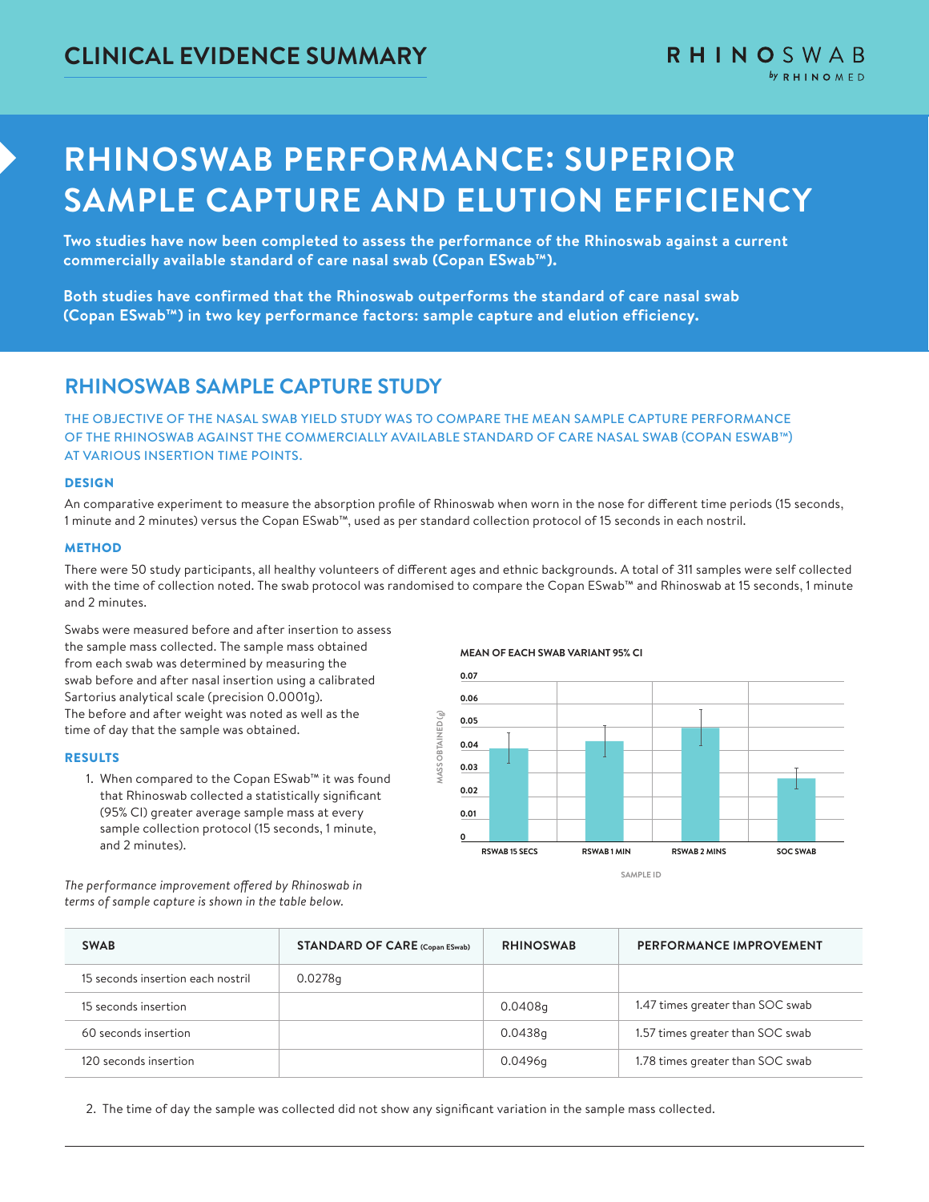# CLINICAL EVIDENCE SUMMARY

RHINOSWAB by RHINOMED

# RHINOSWAB PERFORMANCE: SUPERIOR SAMPLE CAPTURE AND ELUTION EFFICIENCY

**Two studies have now been completed to assess the performance of the Rhinoswab against a current commercially available standard of care nasal swab (Copan ESwab™).**

**Both studies have confirmed that the Rhinoswab outperforms the standard of care nasal swab (Copan ESwab™) in two key performance factors: sample capture and elution efficiency.**

## RHINOSWAB SAMPLE CAPTURE STUDY

THE OBJECTIVE OF THE NASAL SWAB YIELD STUDY WAS TO COMPARE THE MEAN SAMPLE CAPTURE PERFORMANCE OF THE RHINOSWAB AGAINST THE COMMERCIALLY AVAILABLE STANDARD OF CARE NASAL SWAB (COPAN ESWAB™) AT VARIOUS INSERTION TIME POINTS.

### DESIGN

An comparative experiment to measure the absorption profile of Rhinoswab when worn in the nose for different time periods (15 seconds, 1 minute and 2 minutes) versus the Copan ESwab™, used as per standard collection protocol of 15 seconds in each nostril.

### METHOD

There were 50 study participants, all healthy volunteers of different ages and ethnic backgrounds. A total of 311 samples were self collected with the time of collection noted. The swab protocol was randomised to compare the Copan ESwab™ and Rhinoswab at 15 seconds, 1 minute and 2 minutes.

Swabs were measured before and after insertion to assess the sample mass collected. The sample mass obtained from each swab was determined by measuring the swab before and after nasal insertion using a calibrated Sartorius analytical scale (precision 0.0001g). The before and after weight was noted as well as the time of day that the sample was obtained.

MEAN OF EACH SWAB VARIANT 95% CI

### RESULTS

1. When compared to the Copan ESwab™ it was found that Rhinoswab collected a statistically significant (95% CI) greater average sample mass at every sample collection protocol (15 seconds, 1 minute, and 2 minutes).

*The performance improvement offered by Rhinoswab in terms of sample capture is shown in the table below.*

| SWAB | STANDARD OF CARE (Copan ESwab) | RHINOSWAB | PERFORMANCE IMPROVEMENT |
|---|---|---|---|
| 15 seconds insertion each nostril | 0.0278g | | |
| 15 seconds insertion | | 0.0408g | 1.47 times greater than SOC swab |
| 60 seconds insertion | | 0.0438g | 1.57 times greater than SOC swab |
| 120 seconds insertion | | 0.0496g | 1.78 times greater than SOC swab |

2. The time of day the sample was collected did not show any significant variation in the sample mass collected.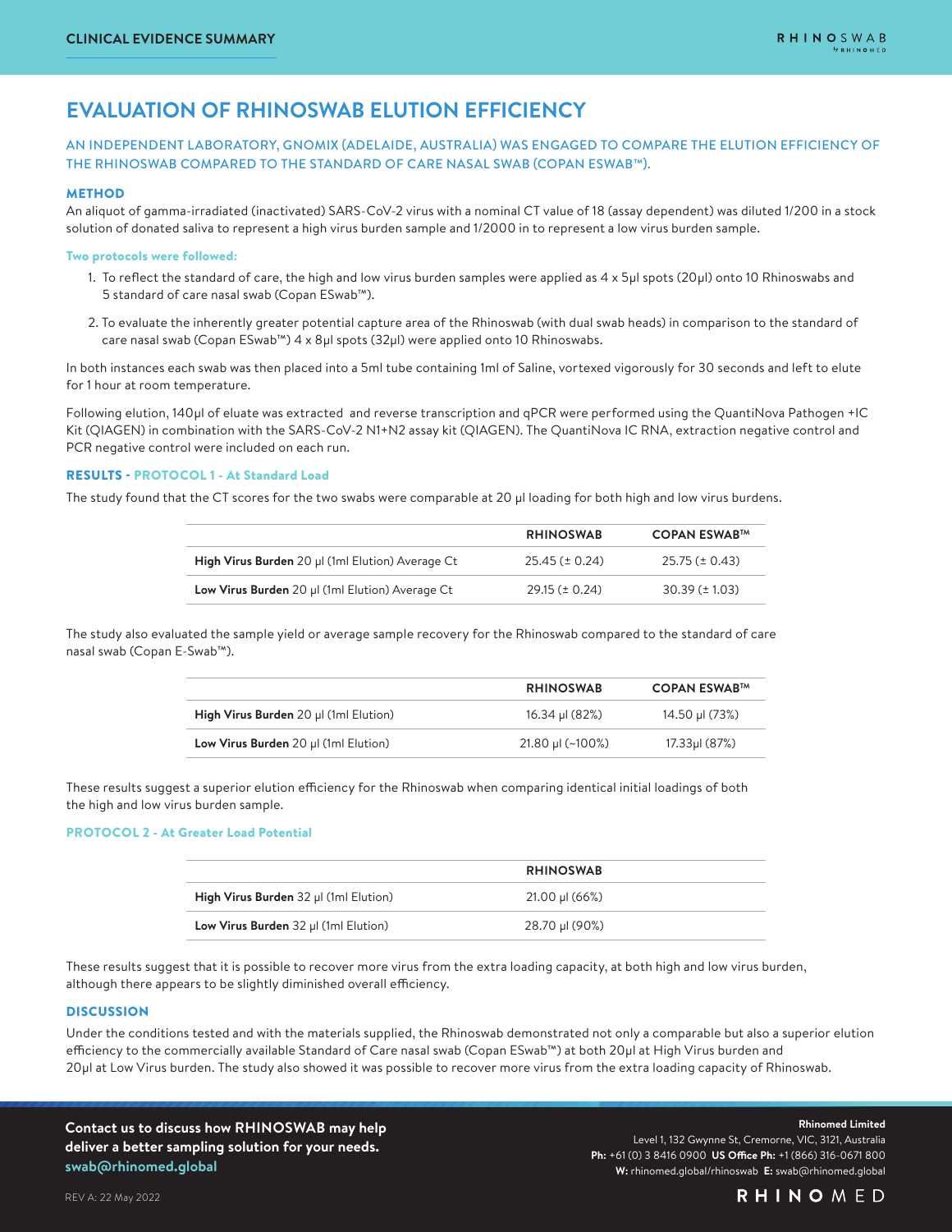# EVALUATION OF RHINOSWAB ELUTION EFFICIENCY

AN INDEPENDENT LABORATORY, GNOMIX (ADELAIDE, AUSTRALIA) WAS ENGAGED TO COMPARE THE ELUTION EFFICIENCY OF THE RHINOSWAB COMPARED TO THE STANDARD OF CARE NASAL SWAB (COPAN ESWAB™).

## METHOD

An aliquot of gamma-irradiated (inactivated) SARS-CoV-2 virus with a nominal CT value of 18 (assay dependent) was diluted 1/200 in a stock solution of donated saliva to represent a high virus burden sample and 1/2000 in to represent a low virus burden sample.

**Two protocols were followed:**

1. To reflect the standard of care, the high and low virus burden samples were applied as 4 x 5µl spots (20µl) onto 10 Rhinoswabs and 5 standard of care nasal swab (Copan ESwab™).
2. To evaluate the inherently greater potential capture area of the Rhinoswab (with dual swab heads) in comparison to the standard of care nasal swab (Copan ESwab™) 4 x 8µl spots (32µl) were applied onto 10 Rhinoswabs.

In both instances each swab was then placed into a 5ml tube containing 1ml of Saline, vortexed vigorously for 30 seconds and left to elute for 1 hour at room temperature.

Following elution, 140µl of eluate was extracted and reverse transcription and qPCR were performed using the QuantiNova Pathogen +IC Kit (QIAGEN) in combination with the SARS-CoV-2 N1+N2 assay kit (QIAGEN). The QuantiNova IC RNA, extraction negative control and PCR negative control were included on each run.

## RESULTS - PROTOCOL 1 - At Standard Load

The study found that the CT scores for the two swabs were comparable at 20 µl loading for both high and low virus burdens.

| | RHINOSWAB | COPAN ESWAB™ |
|---|---|---|
| **High Virus Burden** 20 µl (1ml Elution) Average Ct | 25.45 (± 0.24) | 25.75 (± 0.43) |
| **Low Virus Burden** 20 µl (1ml Elution) Average Ct | 29.15 (± 0.24) | 30.39 (± 1.03) |

The study also evaluated the sample yield or average sample recovery for the Rhinoswab compared to the standard of care nasal swab (Copan E-Swab™).

| | RHINOSWAB | COPAN ESWAB™ |
|---|---|---|
| **High Virus Burden** 20 µl (1ml Elution) | 16.34 µl (82%) | 14.50 µl (73%) |
| **Low Virus Burden** 20 µl (1ml Elution) | 21.80 µl (~100%) | 17.33µl (87%) |

These results suggest a superior elution efficiency for the Rhinoswab when comparing identical initial loadings of both the high and low virus burden sample.

## PROTOCOL 2 - At Greater Load Potential

| | RHINOSWAB |
|---|---|
| **High Virus Burden** 32 µl (1ml Elution) | 21.00 µl (66%) |
| **Low Virus Burden** 32 µl (1ml Elution) | 28.70 µl (90%) |

These results suggest that it is possible to recover more virus from the extra loading capacity, at both high and low virus burden, although there appears to be slightly diminished overall efficiency.

## DISCUSSION

Under the conditions tested and with the materials supplied, the Rhinoswab demonstrated not only a comparable but also a superior elution efficiency to the commercially available Standard of Care nasal swab (Copan ESwab™) at both 20µl at High Virus burden and 20µl at Low Virus burden. The study also showed it was possible to recover more virus from the extra loading capacity of Rhinoswab.

**Contact us to discuss how RHINOSWAB may help deliver a better sampling solution for your needs.**
**swab@rhinomed.global**

**Rhinomed Limited**
Level 1, 132 Gwynne St, Cremorne, VIC, 3121, Australia
**Ph:** +61 (0) 3 8416 0900 **US Office Ph:** +1 (866) 316-0671 800
**W:** rhinomed.global/rhinoswab **E:** swab@rhinomed.global

REV A: 22 May 2022